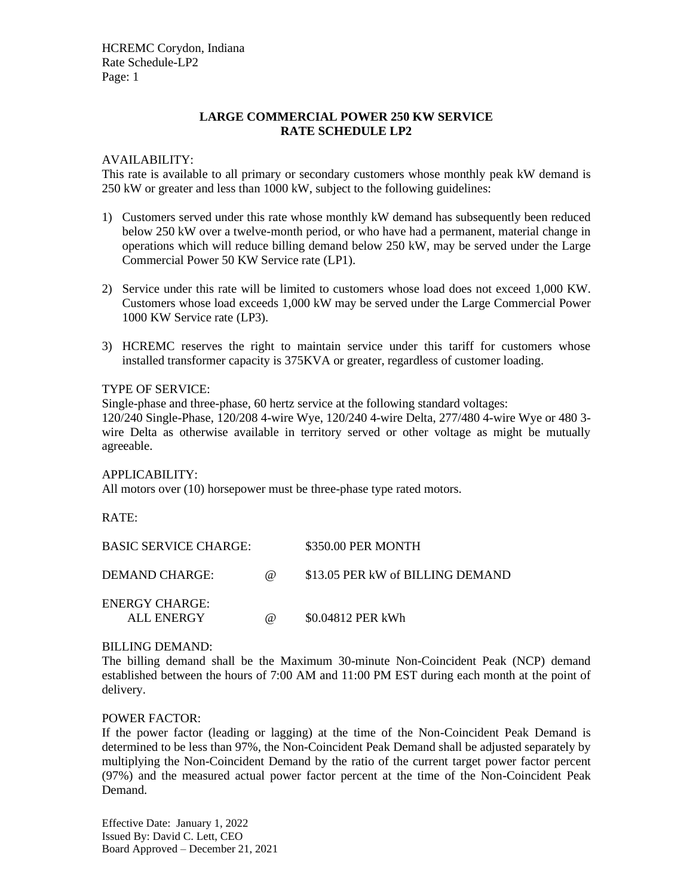# LARGE COMMERCIAL POWER 250 KW SERVICE
## RATE SCHEDULE LP2

AVAILABILITY:
This rate is available to all primary or secondary customers whose monthly peak kW demand is 250 kW or greater and less than 1000 kW, subject to the following guidelines:

1) Customers served under this rate whose monthly kW demand has subsequently been reduced below 250 kW over a twelve-month period, or who have had a permanent, material change in operations which will reduce billing demand below 250 kW, may be served under the Large Commercial Power 50 KW Service rate (LP1).

2) Service under this rate will be limited to customers whose load does not exceed 1,000 KW. Customers whose load exceeds 1,000 kW may be served under the Large Commercial Power 1000 KW Service rate (LP3).

3) HCREMC reserves the right to maintain service under this tariff for customers whose installed transformer capacity is 375KVA or greater, regardless of customer loading.

TYPE OF SERVICE:
Single-phase and three-phase, 60 hertz service at the following standard voltages:
120/240 Single-Phase, 120/208 4-wire Wye, 120/240 4-wire Delta, 277/480 4-wire Wye or 480 3-wire Delta as otherwise available in territory served or other voltage as might be mutually agreeable.

APPLICABILITY:
All motors over (10) horsepower must be three-phase type rated motors.

RATE:

| | | |
|---|---|---|
| BASIC SERVICE CHARGE: | | $350.00 PER MONTH |
| DEMAND CHARGE: | @ | $13.05 PER kW of BILLING DEMAND |
| ENERGY CHARGE: | | |
| ALL ENERGY | @ | $0.04812 PER kWh |

BILLING DEMAND:
The billing demand shall be the Maximum 30-minute Non-Coincident Peak (NCP) demand established between the hours of 7:00 AM and 11:00 PM EST during each month at the point of delivery.

POWER FACTOR:
If the power factor (leading or lagging) at the time of the Non-Coincident Peak Demand is determined to be less than 97%, the Non-Coincident Peak Demand shall be adjusted separately by multiplying the Non-Coincident Demand by the ratio of the current target power factor percent (97%) and the measured actual power factor percent at the time of the Non-Coincident Peak Demand.

Effective Date: January 1, 2022
Issued By: David C. Lett, CEO
Board Approved – December 21, 2021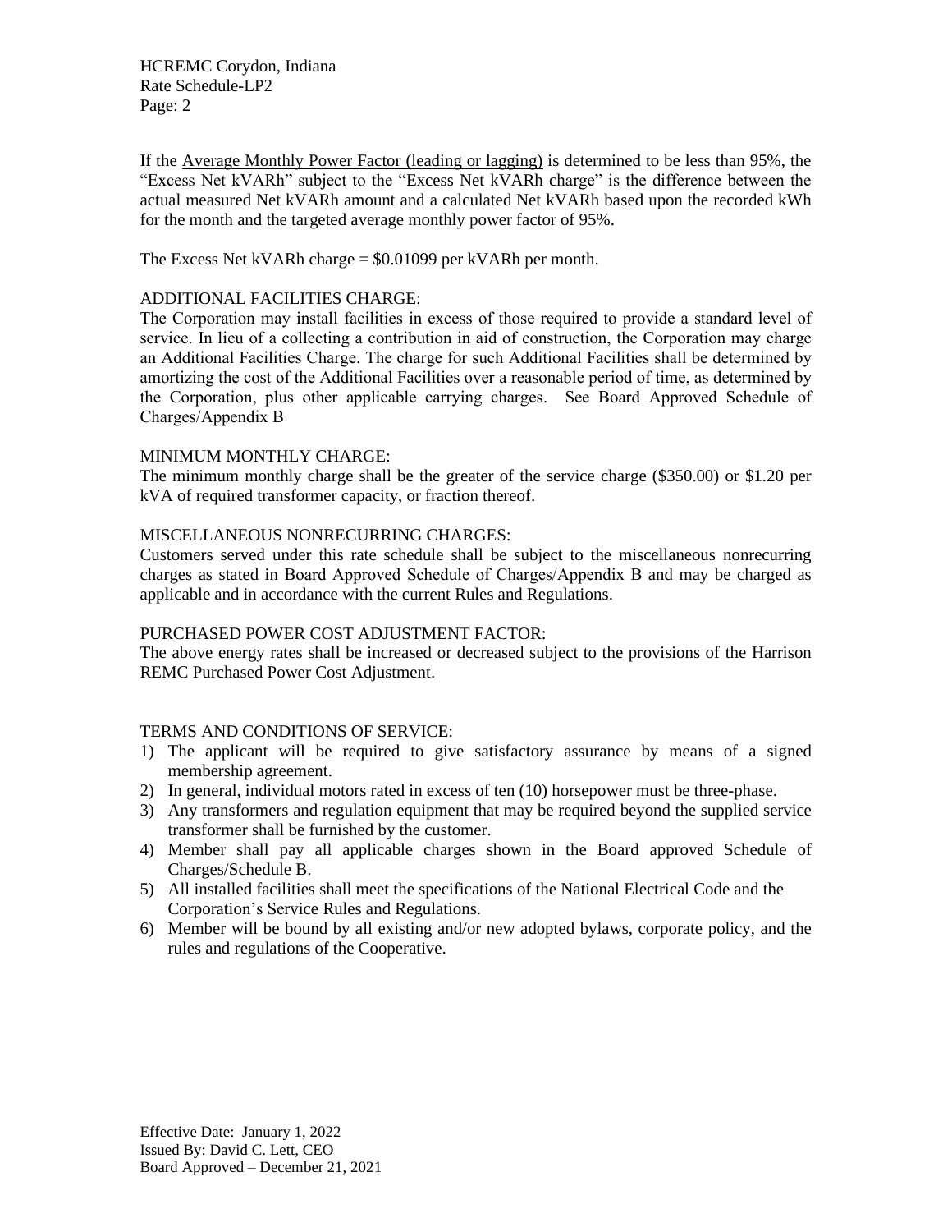If the Average Monthly Power Factor (leading or lagging) is determined to be less than 95%, the "Excess Net kVARh" subject to the "Excess Net kVARh charge" is the difference between the actual measured Net kVARh amount and a calculated Net kVARh based upon the recorded kWh for the month and the targeted average monthly power factor of 95%.

The Excess Net kVARh charge = $0.01099 per kVARh per month.

ADDITIONAL FACILITIES CHARGE:
The Corporation may install facilities in excess of those required to provide a standard level of service. In lieu of a collecting a contribution in aid of construction, the Corporation may charge an Additional Facilities Charge. The charge for such Additional Facilities shall be determined by amortizing the cost of the Additional Facilities over a reasonable period of time, as determined by the Corporation, plus other applicable carrying charges. See Board Approved Schedule of Charges/Appendix B

MINIMUM MONTHLY CHARGE:
The minimum monthly charge shall be the greater of the service charge ($350.00) or $1.20 per kVA of required transformer capacity, or fraction thereof.

MISCELLANEOUS NONRECURRING CHARGES:
Customers served under this rate schedule shall be subject to the miscellaneous nonrecurring charges as stated in Board Approved Schedule of Charges/Appendix B and may be charged as applicable and in accordance with the current Rules and Regulations.

PURCHASED POWER COST ADJUSTMENT FACTOR:
The above energy rates shall be increased or decreased subject to the provisions of the Harrison REMC Purchased Power Cost Adjustment.

TERMS AND CONDITIONS OF SERVICE:

1) The applicant will be required to give satisfactory assurance by means of a signed membership agreement.
2) In general, individual motors rated in excess of ten (10) horsepower must be three-phase.
3) Any transformers and regulation equipment that may be required beyond the supplied service transformer shall be furnished by the customer.
4) Member shall pay all applicable charges shown in the Board approved Schedule of Charges/Schedule B.
5) All installed facilities shall meet the specifications of the National Electrical Code and the Corporation's Service Rules and Regulations.
6) Member will be bound by all existing and/or new adopted bylaws, corporate policy, and the rules and regulations of the Cooperative.

Effective Date: January 1, 2022
Issued By: David C. Lett, CEO
Board Approved – December 21, 2021